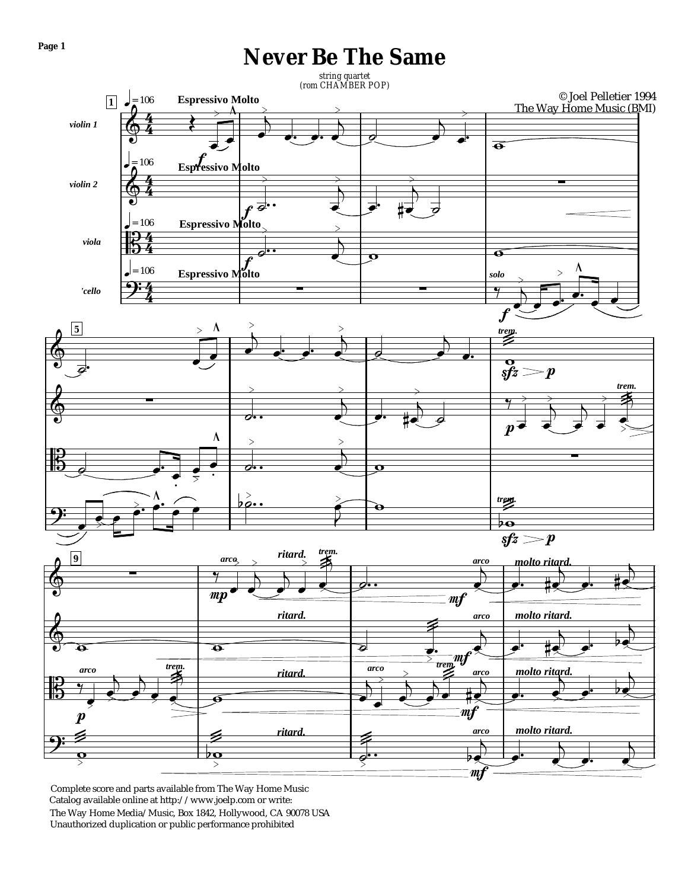# Never Be The Same

string quartet
(rom CHAMBER POP)

© Joel Pelletier 1994
The Way Home Music (BMI)

Complete score and parts available from The Way Home Music
Catalog available online at http://www.joelp.com or write:
The Way Home Media/Music, Box 1842, Hollywood, CA 90078 USA
Unauthorized duplication or public performance prohibited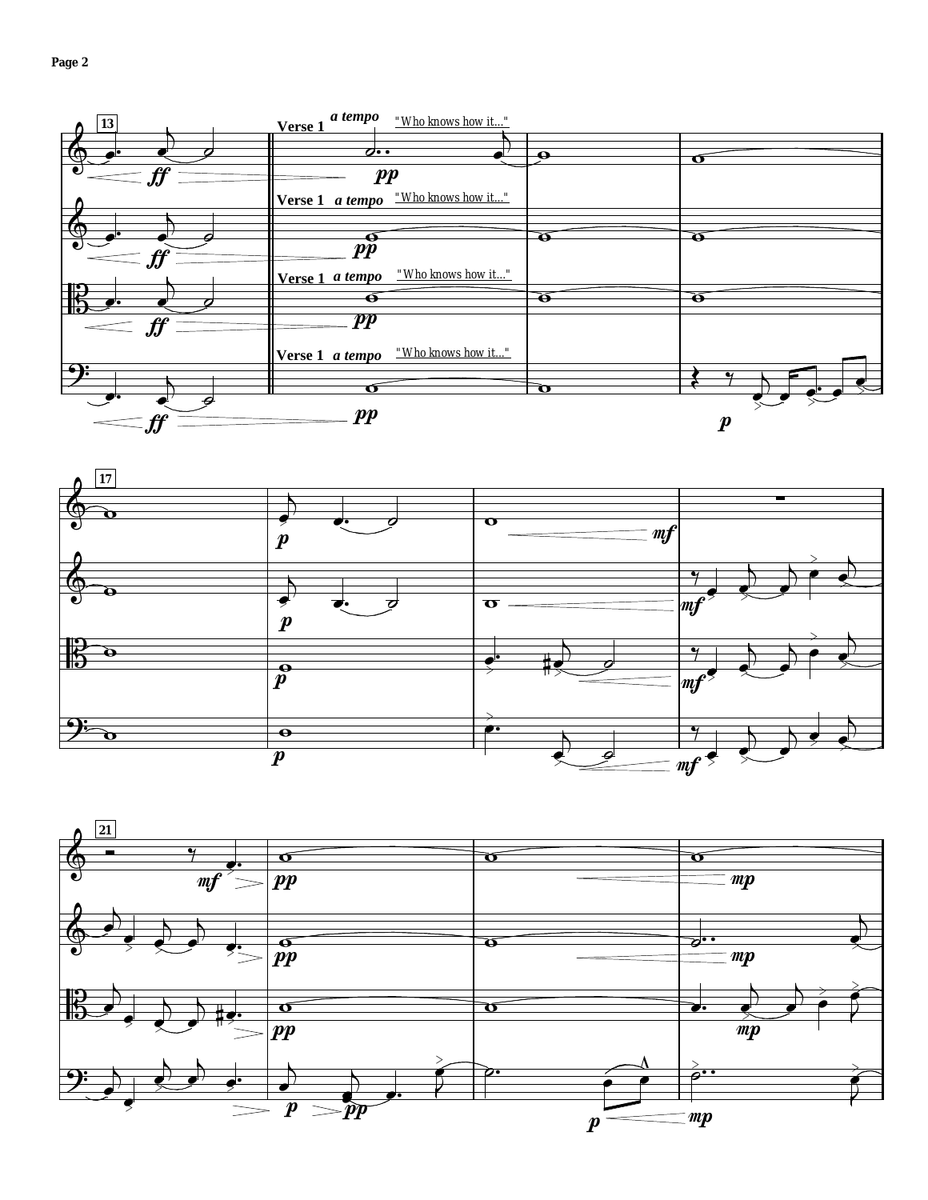Verse 1 *a tempo* "Who knows how it..."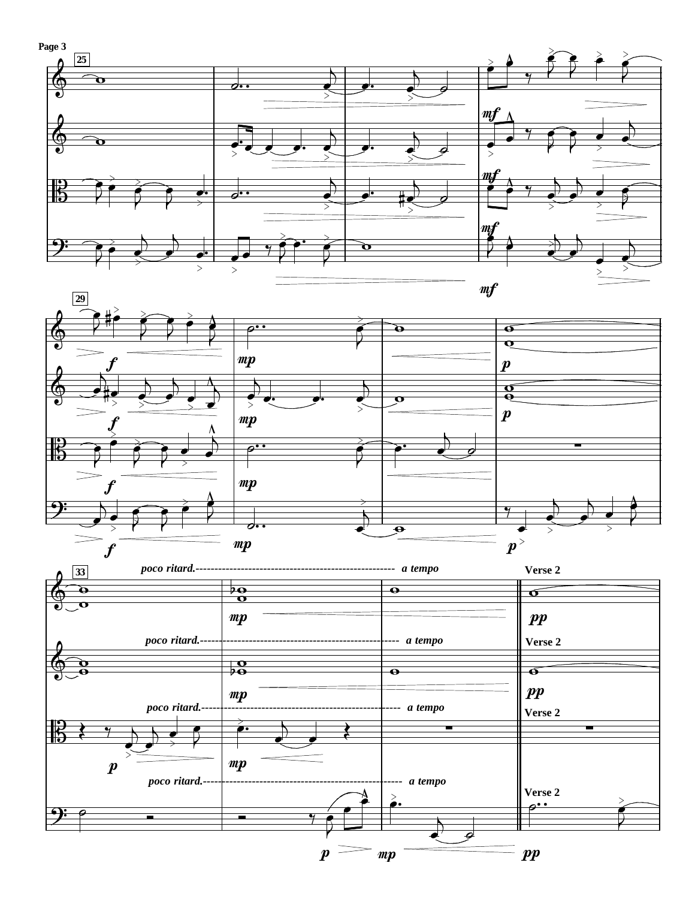25

29

33

*poco ritard.* ------------------------------------------------------- *a tempo*

**Verse 2**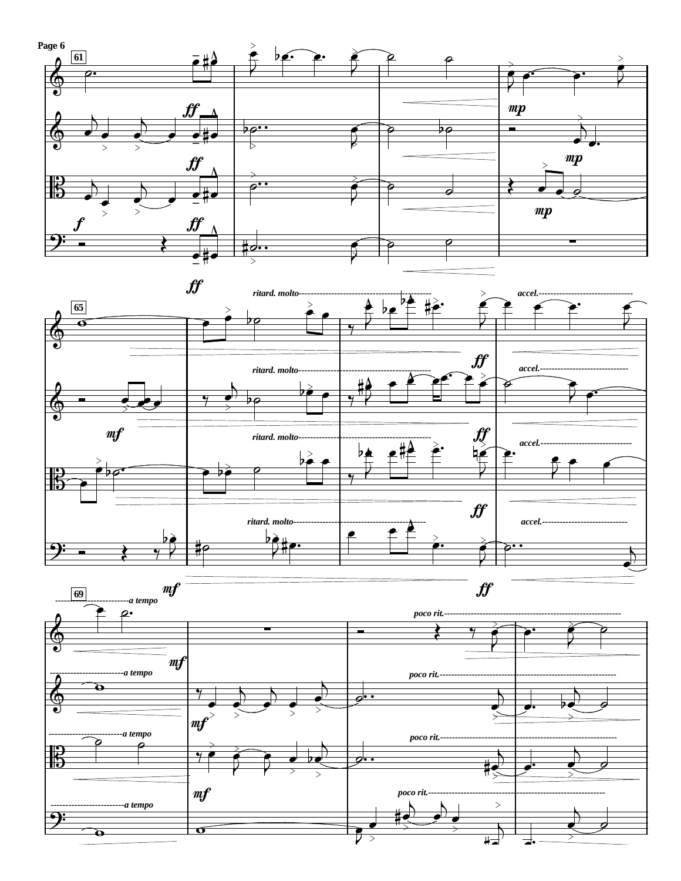61

*ff*

*mp*

*f*

65

*ritard. molto*

*accel.*

*mf*

*ff*

69

*a tempo*

*poco rit.*

*mf*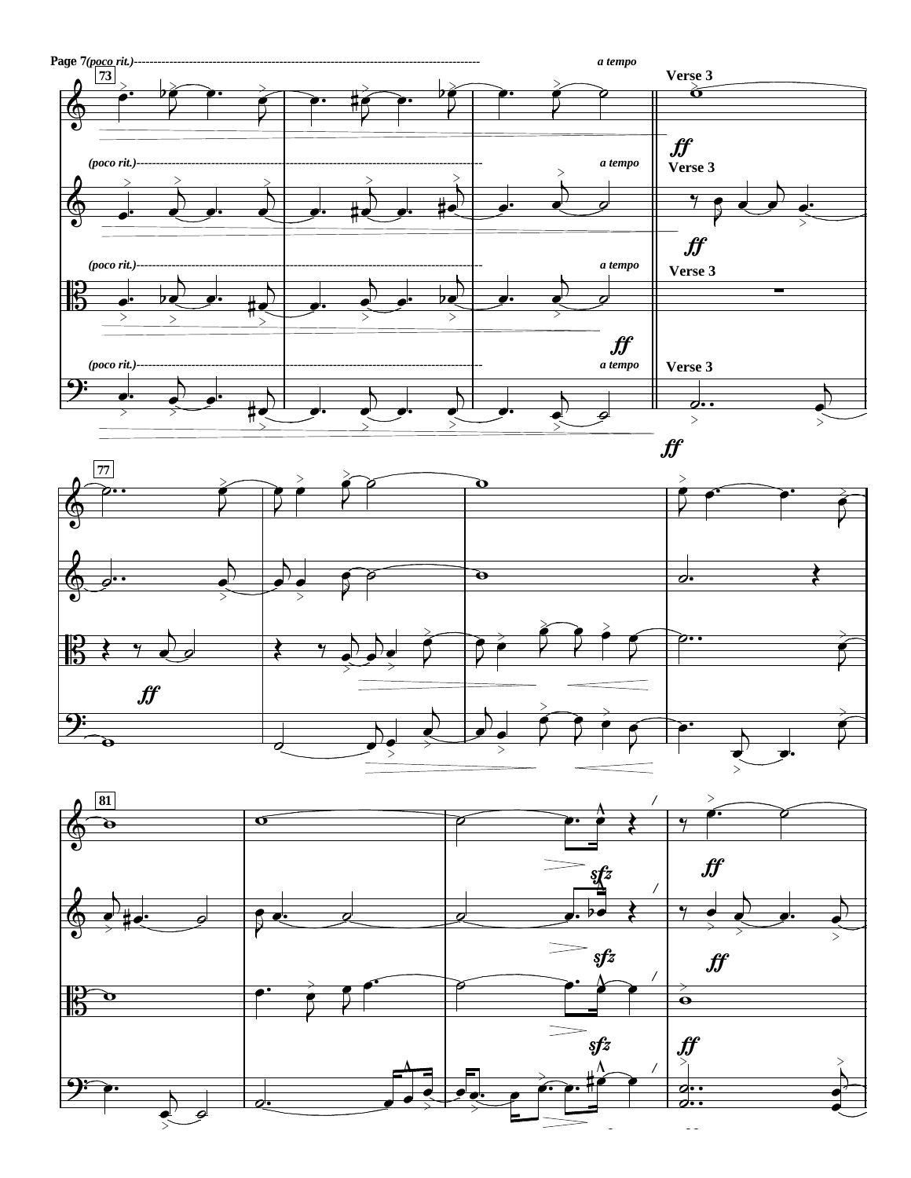*(poco rit.)* ---------------------------------------- *a tempo*

**Verse 3**

73

*ff*

*(poco rit.)* ---------------------------------------- *a tempo*

**Verse 3**

*ff*

*(poco rit.)* ---------------------------------------- *a tempo*

**Verse 3**

*ff*

*(poco rit.)* ---------------------------------------- *a tempo*

**Verse 3**

*ff*

77

*ff*

81

*sfz*

*ff*

*sfz*

*ff*

*sfz*

*ff*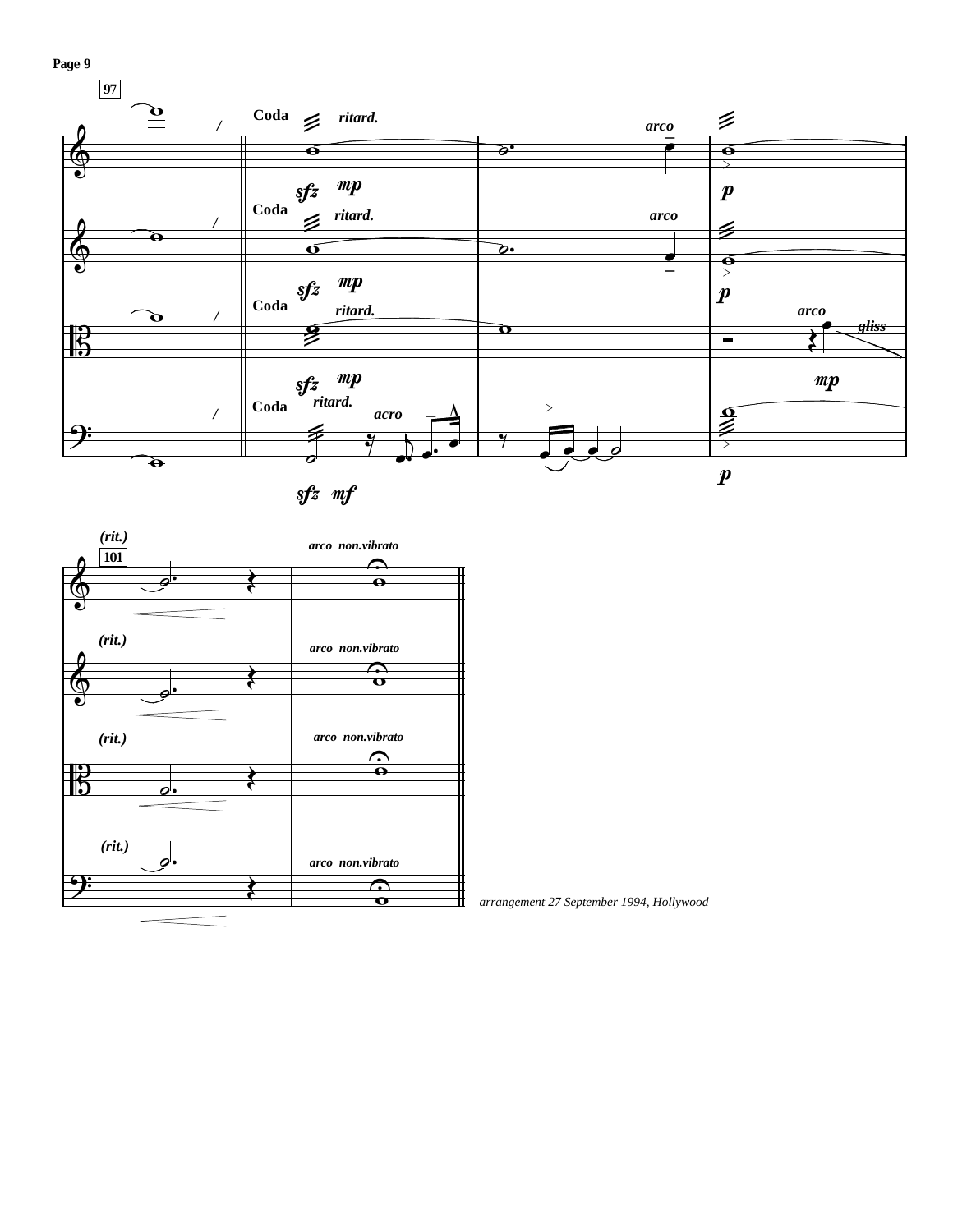*arrangement 27 September 1994, Hollywood*